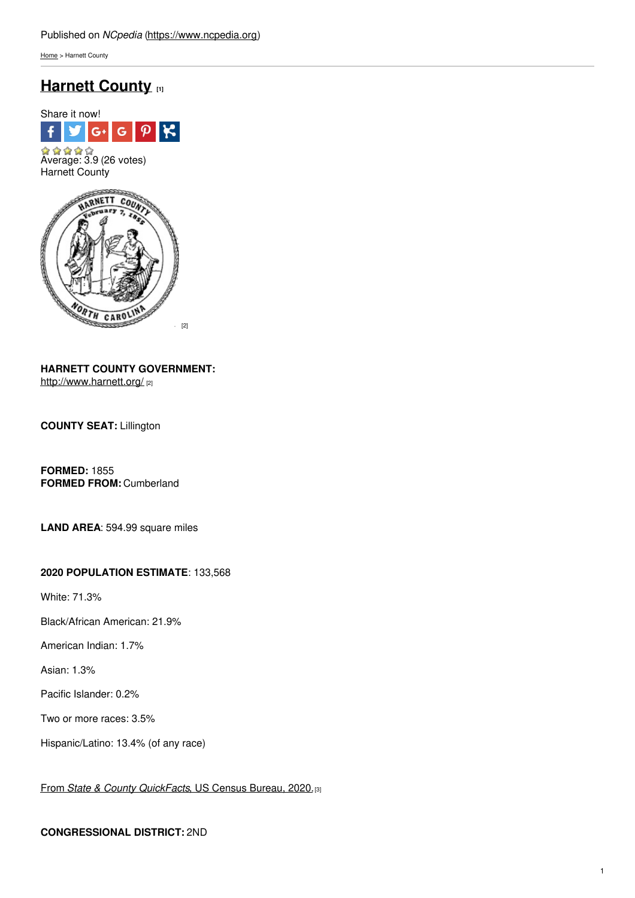Published on *NCpedia* (https://www.ncpedia.org)

Home > Harnett County

# Harnett County [1]

Share it now!

Average: 3.9 (26 votes)

Harnett County

[2]

**HARNETT COUNTY GOVERNMENT:**
http://www.harnett.org/ [2]

**COUNTY SEAT:** Lillington

**FORMED:** 1855
**FORMED FROM:** Cumberland

**LAND AREA**: 594.99 square miles

**2020 POPULATION ESTIMATE**: 133,568

White: 71.3%

Black/African American: 21.9%

American Indian: 1.7%

Asian: 1.3%

Pacific Islander: 0.2%

Two or more races: 3.5%

Hispanic/Latino: 13.4% (of any race)

From *State & County QuickFacts*, US Census Bureau, 2020. [3]

**CONGRESSIONAL DISTRICT:** 2ND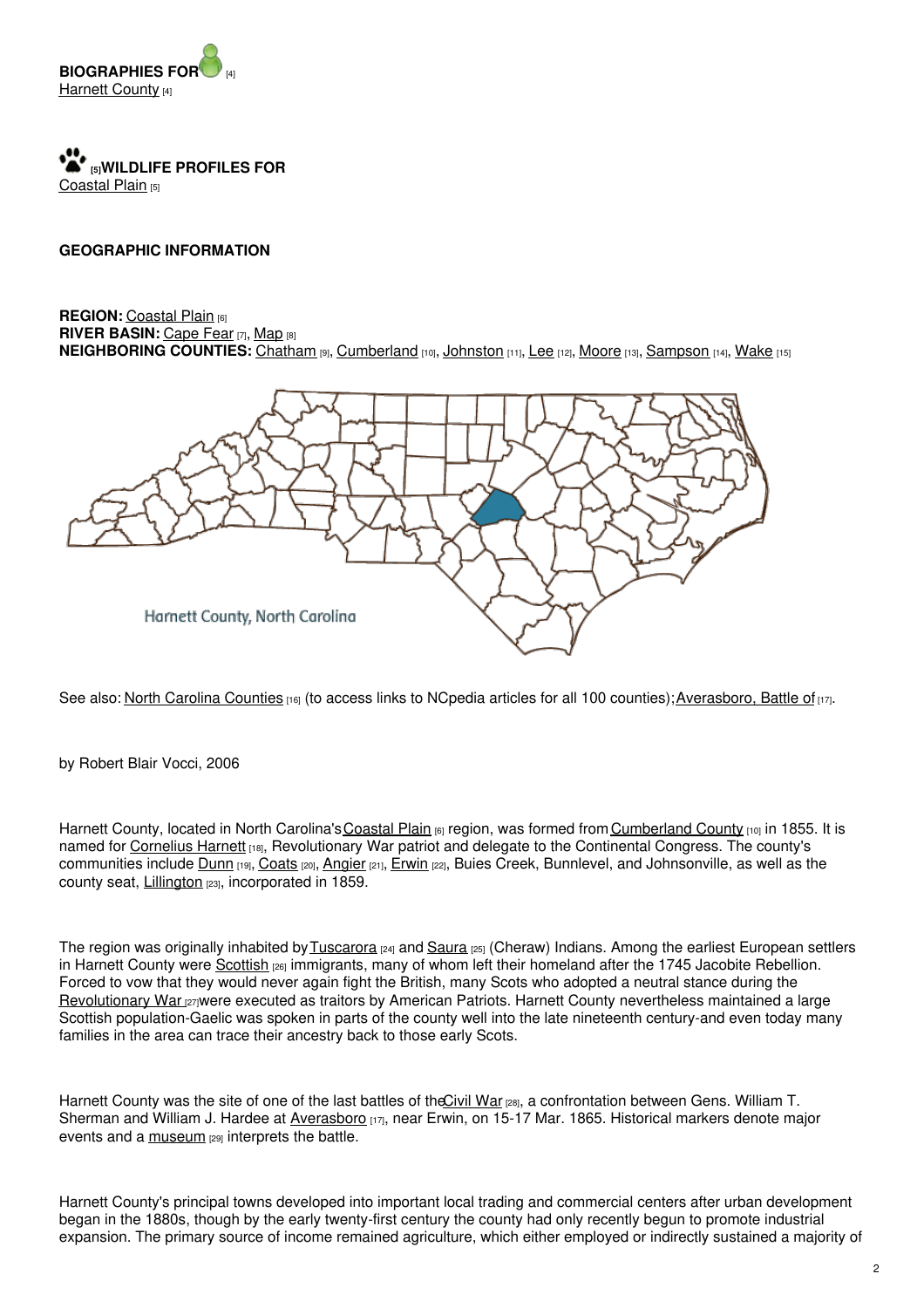**BIOGRAPHIES FOR** [4]
Harnett County [4]

[5]**WILDLIFE PROFILES FOR**
Coastal Plain [5]

**GEOGRAPHIC INFORMATION**

**REGION:** Coastal Plain [6]
**RIVER BASIN:** Cape Fear [7], Map [8]
**NEIGHBORING COUNTIES:** Chatham [9], Cumberland [10], Johnston [11], Lee [12], Moore [13], Sampson [14], Wake [15]

Harnett County, North Carolina

See also: North Carolina Counties [16] (to access links to NCpedia articles for all 100 counties); Averasboro, Battle of [17].

by Robert Blair Vocci, 2006

Harnett County, located in North Carolina's Coastal Plain [6] region, was formed from Cumberland County [10] in 1855. It is named for Cornelius Harnett [18], Revolutionary War patriot and delegate to the Continental Congress. The county's communities include Dunn [19], Coats [20], Angier [21], Erwin [22], Buies Creek, Bunnlevel, and Johnsonville, as well as the county seat, Lillington [23], incorporated in 1859.

The region was originally inhabited by Tuscarora [24] and Saura [25] (Cheraw) Indians. Among the earliest European settlers in Harnett County were Scottish [26] immigrants, many of whom left their homeland after the 1745 Jacobite Rebellion. Forced to vow that they would never again fight the British, many Scots who adopted a neutral stance during the Revolutionary War [27] were executed as traitors by American Patriots. Harnett County nevertheless maintained a large Scottish population-Gaelic was spoken in parts of the county well into the late nineteenth century-and even today many families in the area can trace their ancestry back to those early Scots.

Harnett County was the site of one of the last battles of the Civil War [28], a confrontation between Gens. William T. Sherman and William J. Hardee at Averasboro [17], near Erwin, on 15-17 Mar. 1865. Historical markers denote major events and a museum [29] interprets the battle.

Harnett County's principal towns developed into important local trading and commercial centers after urban development began in the 1880s, though by the early twenty-first century the county had only recently begun to promote industrial expansion. The primary source of income remained agriculture, which either employed or indirectly sustained a majority of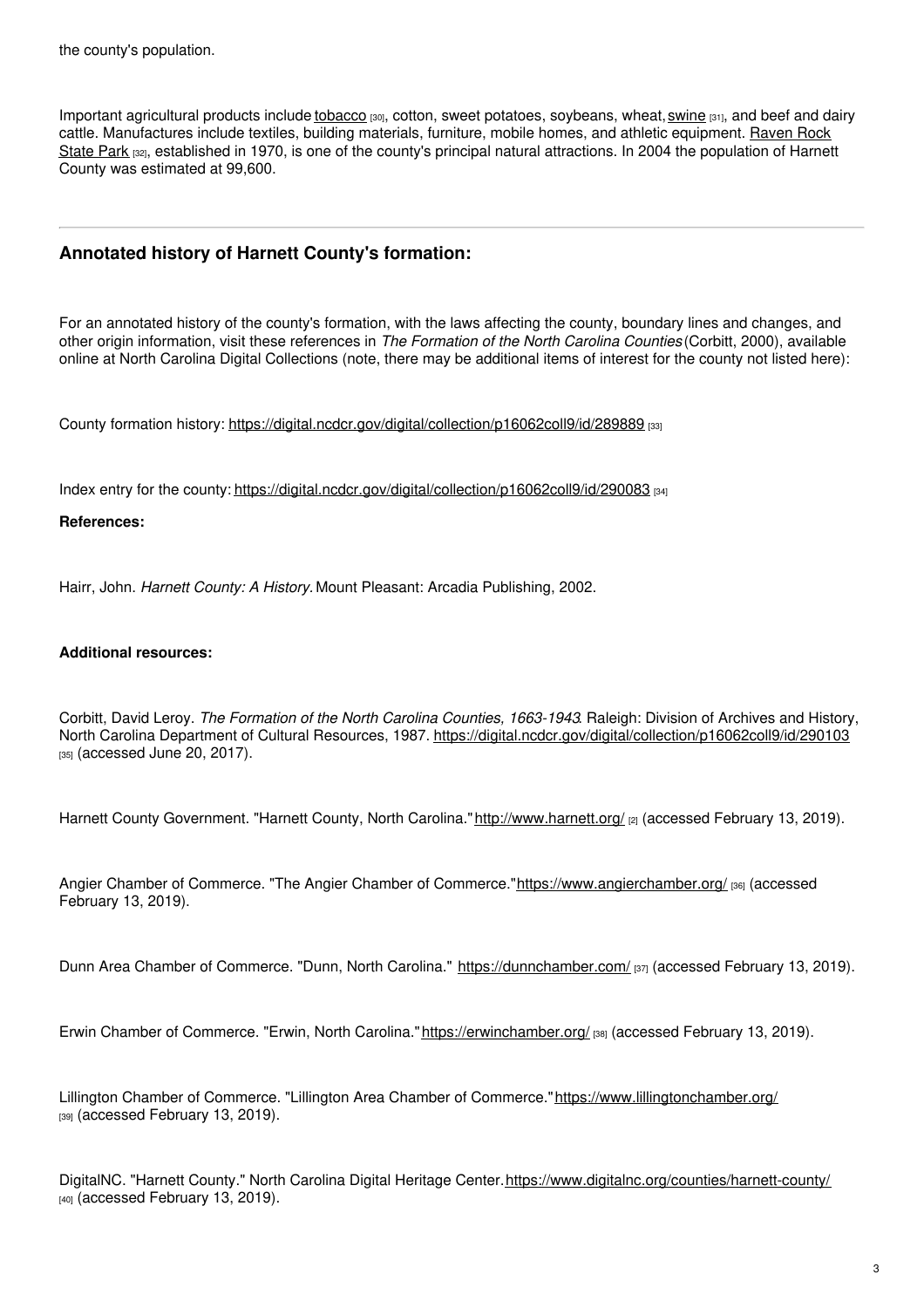the county's population.

Important agricultural products include tobacco [30], cotton, sweet potatoes, soybeans, wheat, swine [31], and beef and dairy cattle. Manufactures include textiles, building materials, furniture, mobile homes, and athletic equipment. Raven Rock State Park [32], established in 1970, is one of the county's principal natural attractions. In 2004 the population of Harnett County was estimated at 99,600.

---

## Annotated history of Harnett County's formation:

For an annotated history of the county's formation, with the laws affecting the county, boundary lines and changes, and other origin information, visit these references in *The Formation of the North Carolina Counties* (Corbitt, 2000), available online at North Carolina Digital Collections (note, there may be additional items of interest for the county not listed here):

County formation history: https://digital.ncdcr.gov/digital/collection/p16062coll9/id/289889 [33]

Index entry for the county: https://digital.ncdcr.gov/digital/collection/p16062coll9/id/290083 [34]

**References:**

Hairr, John. *Harnett County: A History.* Mount Pleasant: Arcadia Publishing, 2002.

**Additional resources:**

Corbitt, David Leroy. *The Formation of the North Carolina Counties, 1663-1943*. Raleigh: Division of Archives and History, North Carolina Department of Cultural Resources, 1987. https://digital.ncdcr.gov/digital/collection/p16062coll9/id/290103 [35] (accessed June 20, 2017).

Harnett County Government. "Harnett County, North Carolina." http://www.harnett.org/ [2] (accessed February 13, 2019).

Angier Chamber of Commerce. "The Angier Chamber of Commerce." https://www.angierchamber.org/ [36] (accessed February 13, 2019).

Dunn Area Chamber of Commerce. "Dunn, North Carolina." https://dunnchamber.com/ [37] (accessed February 13, 2019).

Erwin Chamber of Commerce. "Erwin, North Carolina." https://erwinchamber.org/ [38] (accessed February 13, 2019).

Lillington Chamber of Commerce. "Lillington Area Chamber of Commerce." https://www.lillingtonchamber.org/ [39] (accessed February 13, 2019).

DigitalNC. "Harnett County." North Carolina Digital Heritage Center. https://www.digitalnc.org/counties/harnett-county/ [40] (accessed February 13, 2019).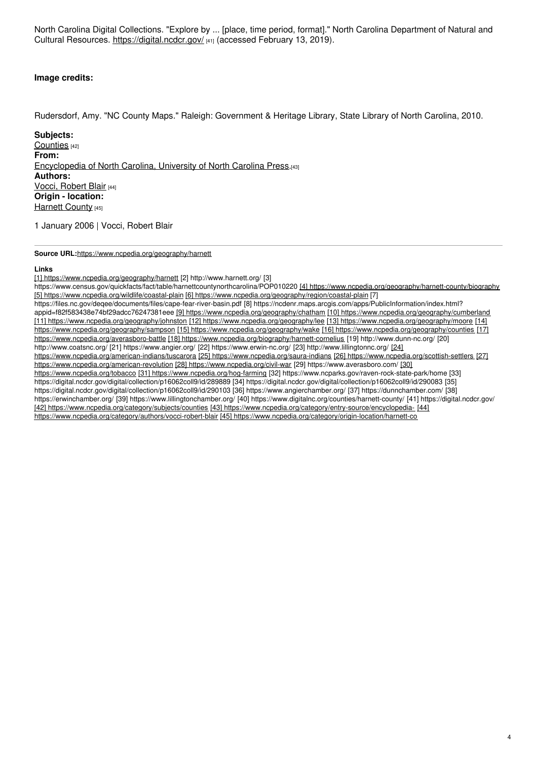North Carolina Digital Collections. "Explore by ... [place, time period, format]." North Carolina Department of Natural and Cultural Resources. https://digital.ncdcr.gov/ [41] (accessed February 13, 2019).

**Image credits:**

Rudersdorf, Amy. "NC County Maps." Raleigh: Government & Heritage Library, State Library of North Carolina, 2010.

**Subjects:**
Counties [42]
**From:**
Encyclopedia of North Carolina, University of North Carolina Press.[43]
**Authors:**
Vocci, Robert Blair [44]
**Origin - location:**
Harnett County [45]

1 January 2006 | Vocci, Robert Blair

**Source URL:** https://www.ncpedia.org/geography/harnett

**Links**

[1] https://www.ncpedia.org/geography/harnett [2] http://www.harnett.org/ [3] https://www.census.gov/quickfacts/fact/table/harnettcountynorthcarolina/POP010220 [4] https://www.ncpedia.org/geography/harnett-county/biography [5] https://www.ncpedia.org/wildlife/coastal-plain [6] https://www.ncpedia.org/geography/region/coastal-plain [7] https://files.nc.gov/deqee/documents/files/cape-fear-river-basin.pdf [8] https://ncdenr.maps.arcgis.com/apps/PublicInformation/index.html?appid=f82f583438e74bf29adcc76247381eee [9] https://www.ncpedia.org/geography/chatham [10] https://www.ncpedia.org/geography/cumberland [11] https://www.ncpedia.org/geography/johnston [12] https://www.ncpedia.org/geography/lee [13] https://www.ncpedia.org/geography/moore [14] https://www.ncpedia.org/geography/sampson [15] https://www.ncpedia.org/geography/wake [16] https://www.ncpedia.org/geography/counties [17] https://www.ncpedia.org/averasboro-battle [18] https://www.ncpedia.org/biography/harnett-cornelius [19] http://www.dunn-nc.org/ [20] http://www.coatsnc.org/ [21] https://www.angier.org/ [22] https://www.erwin-nc.org/ [23] http://www.lillingtonnc.org/ [24] https://www.ncpedia.org/american-indians/tuscarora [25] https://www.ncpedia.org/saura-indians [26] https://www.ncpedia.org/scottish-settlers [27] https://www.ncpedia.org/american-revolution [28] https://www.ncpedia.org/civil-war [29] https://www.averasboro.com/ [30] https://www.ncpedia.org/tobacco [31] https://www.ncpedia.org/hog-farming [32] https://www.ncparks.gov/raven-rock-state-park/home [33] https://digital.ncdcr.gov/digital/collection/p16062coll9/id/289889 [34] https://digital.ncdcr.gov/digital/collection/p16062coll9/id/290083 [35] https://digital.ncdcr.gov/digital/collection/p16062coll9/id/290103 [36] https://www.angierchamber.org/ [37] https://dunnchamber.com/ [38] https://erwinchamber.org/ [39] https://www.lillingtonchamber.org/ [40] https://www.digitalnc.org/counties/harnett-county/ [41] https://digital.ncdcr.gov/ [42] https://www.ncpedia.org/category/subjects/counties [43] https://www.ncpedia.org/category/entry-source/encyclopedia- [44] https://www.ncpedia.org/category/authors/vocci-robert-blair [45] https://www.ncpedia.org/category/origin-location/harnett-co